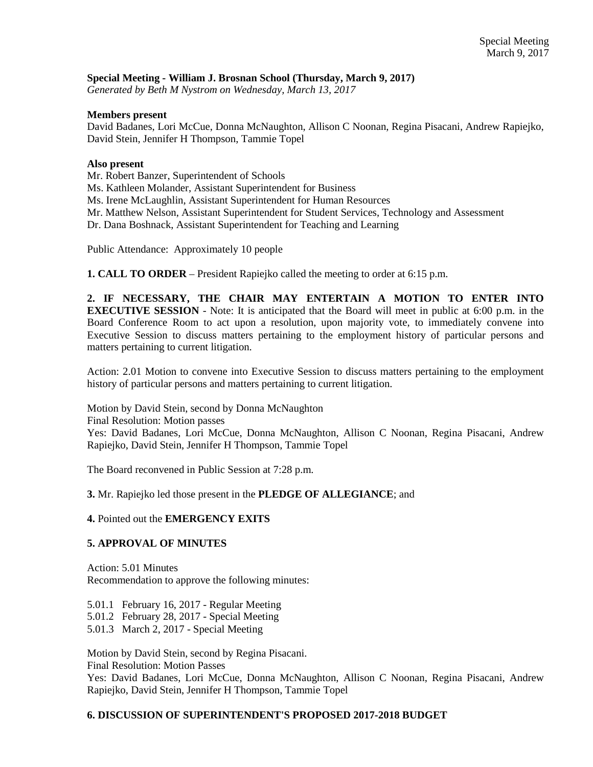**Special Meeting - William J. Brosnan School (Thursday, March 9, 2017)**
*Generated by Beth M Nystrom on Wednesday, March 13, 2017*

**Members present**
David Badanes, Lori McCue, Donna McNaughton, Allison C Noonan, Regina Pisacani, Andrew Rapiejko, David Stein, Jennifer H Thompson, Tammie Topel

**Also present**
Mr. Robert Banzer, Superintendent of Schools
Ms. Kathleen Molander, Assistant Superintendent for Business
Ms. Irene McLaughlin, Assistant Superintendent for Human Resources
Mr. Matthew Nelson, Assistant Superintendent for Student Services, Technology and Assessment
Dr. Dana Boshnack, Assistant Superintendent for Teaching and Learning

Public Attendance: Approximately 10 people

**1. CALL TO ORDER** – President Rapiejko called the meeting to order at 6:15 p.m.

**2. IF NECESSARY, THE CHAIR MAY ENTERTAIN A MOTION TO ENTER INTO EXECUTIVE SESSION** - Note: It is anticipated that the Board will meet in public at 6:00 p.m. in the Board Conference Room to act upon a resolution, upon majority vote, to immediately convene into Executive Session to discuss matters pertaining to the employment history of particular persons and matters pertaining to current litigation.

Action: 2.01 Motion to convene into Executive Session to discuss matters pertaining to the employment history of particular persons and matters pertaining to current litigation.

Motion by David Stein, second by Donna McNaughton
Final Resolution: Motion passes
Yes: David Badanes, Lori McCue, Donna McNaughton, Allison C Noonan, Regina Pisacani, Andrew Rapiejko, David Stein, Jennifer H Thompson, Tammie Topel

The Board reconvened in Public Session at 7:28 p.m.

**3.** Mr. Rapiejko led those present in the **PLEDGE OF ALLEGIANCE**; and

**4.** Pointed out the **EMERGENCY EXITS**

**5. APPROVAL OF MINUTES**

Action: 5.01 Minutes
Recommendation to approve the following minutes:

5.01.1 February 16, 2017 - Regular Meeting
5.01.2 February 28, 2017 - Special Meeting
5.01.3 March 2, 2017 - Special Meeting

Motion by David Stein, second by Regina Pisacani.
Final Resolution: Motion Passes
Yes: David Badanes, Lori McCue, Donna McNaughton, Allison C Noonan, Regina Pisacani, Andrew Rapiejko, David Stein, Jennifer H Thompson, Tammie Topel

**6. DISCUSSION OF SUPERINTENDENT'S PROPOSED 2017-2018 BUDGET**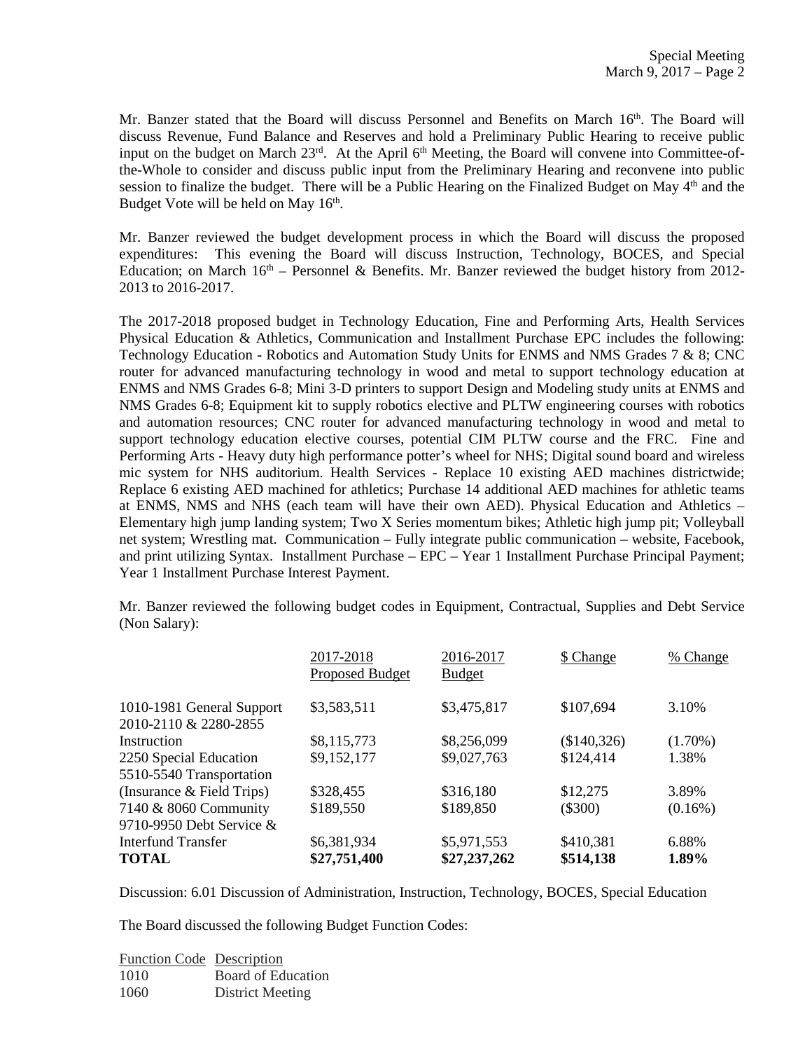Mr. Banzer stated that the Board will discuss Personnel and Benefits on March 16th. The Board will discuss Revenue, Fund Balance and Reserves and hold a Preliminary Public Hearing to receive public input on the budget on March 23rd. At the April 6th Meeting, the Board will convene into Committee-of-the-Whole to consider and discuss public input from the Preliminary Hearing and reconvene into public session to finalize the budget. There will be a Public Hearing on the Finalized Budget on May 4th and the Budget Vote will be held on May 16th.

Mr. Banzer reviewed the budget development process in which the Board will discuss the proposed expenditures: This evening the Board will discuss Instruction, Technology, BOCES, and Special Education; on March 16th – Personnel & Benefits. Mr. Banzer reviewed the budget history from 2012-2013 to 2016-2017.

The 2017-2018 proposed budget in Technology Education, Fine and Performing Arts, Health Services Physical Education & Athletics, Communication and Installment Purchase EPC includes the following: Technology Education - Robotics and Automation Study Units for ENMS and NMS Grades 7 & 8; CNC router for advanced manufacturing technology in wood and metal to support technology education at ENMS and NMS Grades 6-8; Mini 3-D printers to support Design and Modeling study units at ENMS and NMS Grades 6-8; Equipment kit to supply robotics elective and PLTW engineering courses with robotics and automation resources; CNC router for advanced manufacturing technology in wood and metal to support technology education elective courses, potential CIM PLTW course and the FRC. Fine and Performing Arts - Heavy duty high performance potter's wheel for NHS; Digital sound board and wireless mic system for NHS auditorium. Health Services - Replace 10 existing AED machines districtwide; Replace 6 existing AED machined for athletics; Purchase 14 additional AED machines for athletic teams at ENMS, NMS and NHS (each team will have their own AED). Physical Education and Athletics – Elementary high jump landing system; Two X Series momentum bikes; Athletic high jump pit; Volleyball net system; Wrestling mat. Communication – Fully integrate public communication – website, Facebook, and print utilizing Syntax. Installment Purchase – EPC – Year 1 Installment Purchase Principal Payment; Year 1 Installment Purchase Interest Payment.

Mr. Banzer reviewed the following budget codes in Equipment, Contractual, Supplies and Debt Service (Non Salary):

| | 2017-2018 Proposed Budget | 2016-2017 Budget | $ Change | % Change |
|---|---|---|---|---|
| 1010-1981 General Support | $3,583,511 | $3,475,817 | $107,694 | 3.10% |
| 2010-2110 & 2280-2855 Instruction | $8,115,773 | $8,256,099 | ($140,326) | (1.70%) |
| 2250 Special Education | $9,152,177 | $9,027,763 | $124,414 | 1.38% |
| 5510-5540 Transportation (Insurance & Field Trips) | $328,455 | $316,180 | $12,275 | 3.89% |
| 7140 & 8060 Community | $189,550 | $189,850 | ($300) | (0.16%) |
| 9710-9950 Debt Service & Interfund Transfer | $6,381,934 | $5,971,553 | $410,381 | 6.88% |
| **TOTAL** | **$27,751,400** | **$27,237,262** | **$514,138** | **1.89%** |

Discussion: 6.01 Discussion of Administration, Instruction, Technology, BOCES, Special Education

The Board discussed the following Budget Function Codes:

| Function Code | Description |
|---|---|
| 1010 | Board of Education |
| 1060 | District Meeting |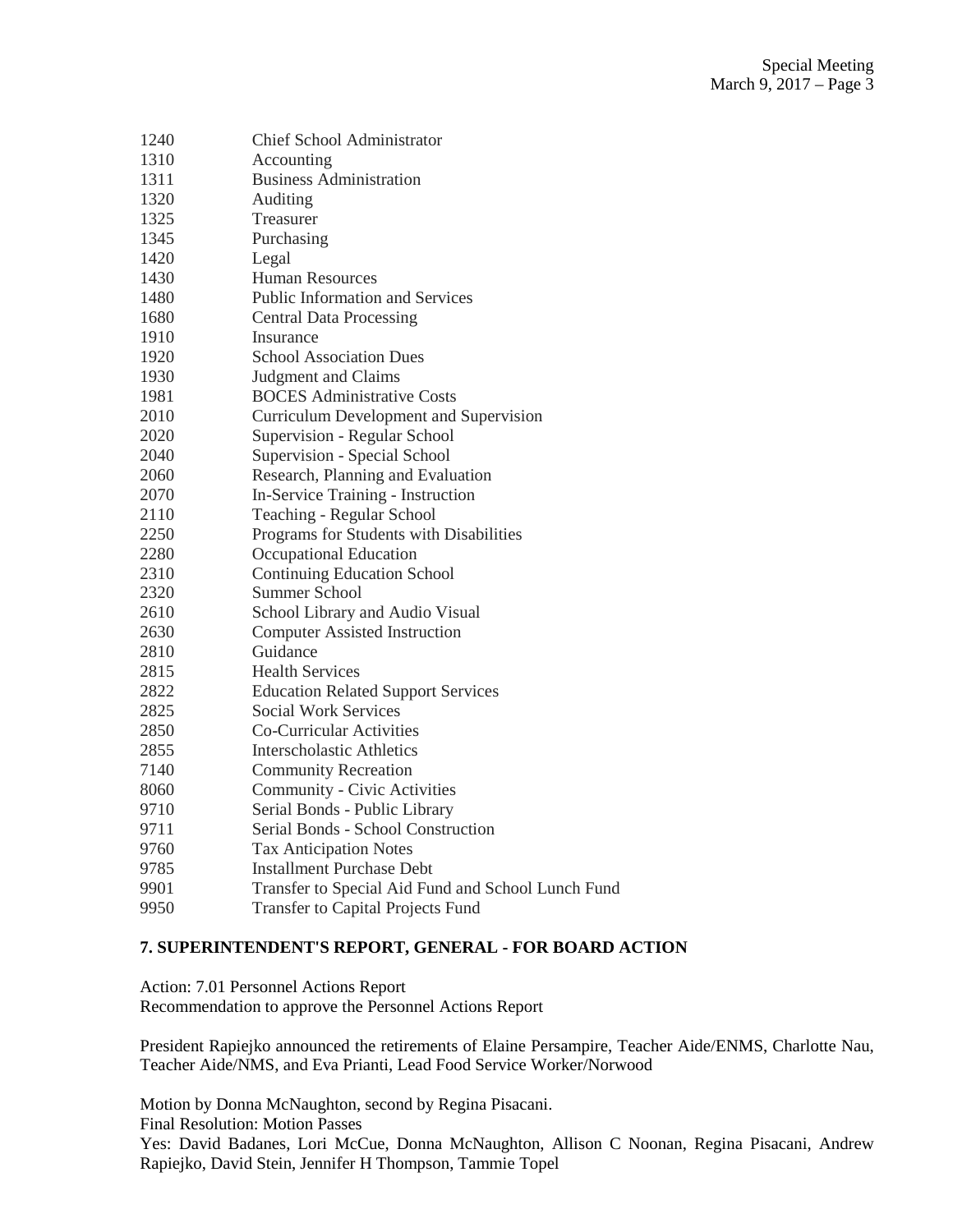| | |
|---|---|
| 1240 | Chief School Administrator |
| 1310 | Accounting |
| 1311 | Business Administration |
| 1320 | Auditing |
| 1325 | Treasurer |
| 1345 | Purchasing |
| 1420 | Legal |
| 1430 | Human Resources |
| 1480 | Public Information and Services |
| 1680 | Central Data Processing |
| 1910 | Insurance |
| 1920 | School Association Dues |
| 1930 | Judgment and Claims |
| 1981 | BOCES Administrative Costs |
| 2010 | Curriculum Development and Supervision |
| 2020 | Supervision - Regular School |
| 2040 | Supervision - Special School |
| 2060 | Research, Planning and Evaluation |
| 2070 | In-Service Training - Instruction |
| 2110 | Teaching - Regular School |
| 2250 | Programs for Students with Disabilities |
| 2280 | Occupational Education |
| 2310 | Continuing Education School |
| 2320 | Summer School |
| 2610 | School Library and Audio Visual |
| 2630 | Computer Assisted Instruction |
| 2810 | Guidance |
| 2815 | Health Services |
| 2822 | Education Related Support Services |
| 2825 | Social Work Services |
| 2850 | Co-Curricular Activities |
| 2855 | Interscholastic Athletics |
| 7140 | Community Recreation |
| 8060 | Community - Civic Activities |
| 9710 | Serial Bonds - Public Library |
| 9711 | Serial Bonds - School Construction |
| 9760 | Tax Anticipation Notes |
| 9785 | Installment Purchase Debt |
| 9901 | Transfer to Special Aid Fund and School Lunch Fund |
| 9950 | Transfer to Capital Projects Fund |

**7. SUPERINTENDENT'S REPORT, GENERAL - FOR BOARD ACTION**

Action: 7.01 Personnel Actions Report
Recommendation to approve the Personnel Actions Report

President Rapiejko announced the retirements of Elaine Persampire, Teacher Aide/ENMS, Charlotte Nau, Teacher Aide/NMS, and Eva Prianti, Lead Food Service Worker/Norwood

Motion by Donna McNaughton, second by Regina Pisacani.
Final Resolution: Motion Passes
Yes: David Badanes, Lori McCue, Donna McNaughton, Allison C Noonan, Regina Pisacani, Andrew Rapiejko, David Stein, Jennifer H Thompson, Tammie Topel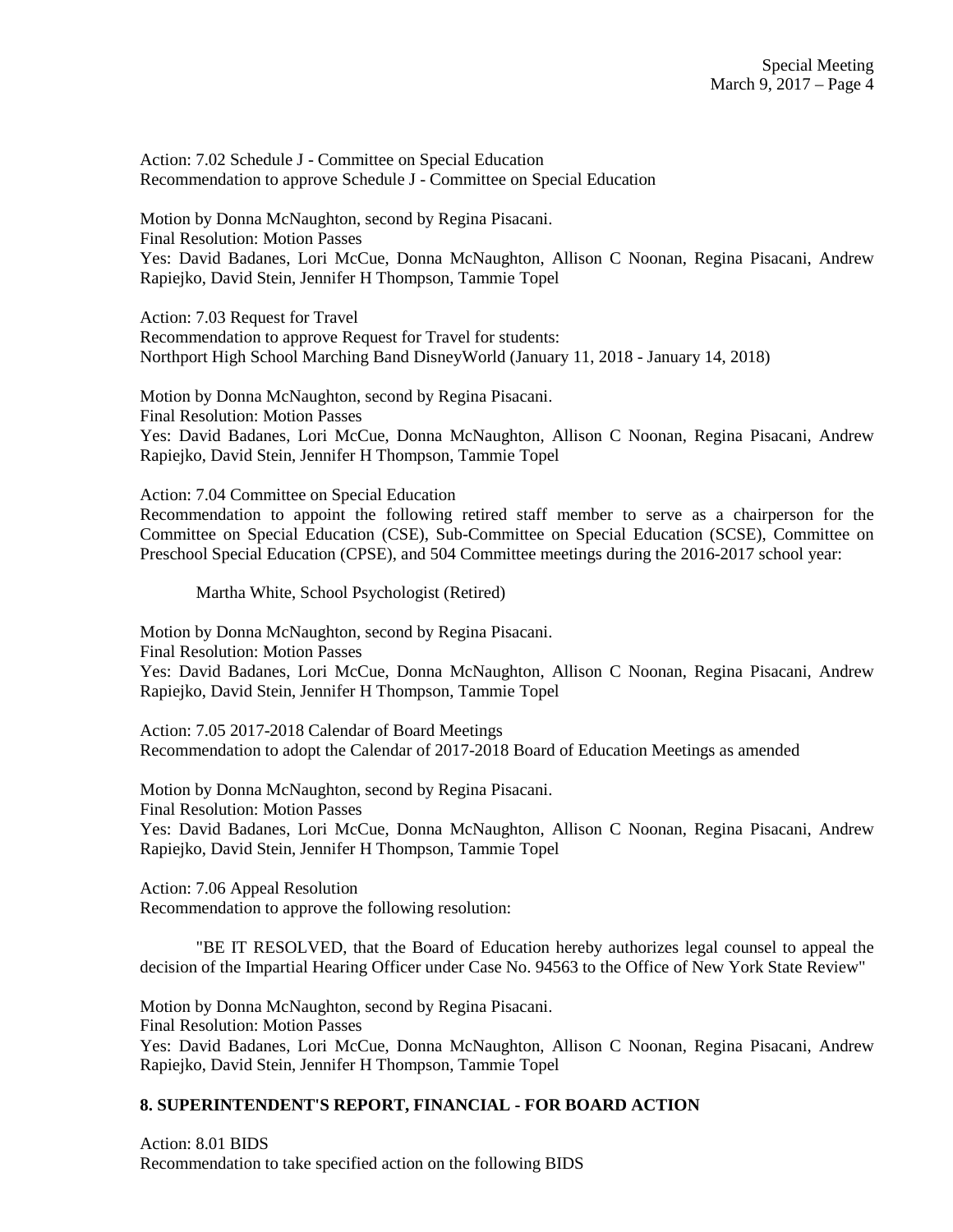Action: 7.02 Schedule J - Committee on Special Education
Recommendation to approve Schedule J - Committee on Special Education

Motion by Donna McNaughton, second by Regina Pisacani.
Final Resolution: Motion Passes
Yes: David Badanes, Lori McCue, Donna McNaughton, Allison C Noonan, Regina Pisacani, Andrew Rapiejko, David Stein, Jennifer H Thompson, Tammie Topel

Action: 7.03 Request for Travel
Recommendation to approve Request for Travel for students:
Northport High School Marching Band DisneyWorld (January 11, 2018 - January 14, 2018)

Motion by Donna McNaughton, second by Regina Pisacani.
Final Resolution: Motion Passes
Yes: David Badanes, Lori McCue, Donna McNaughton, Allison C Noonan, Regina Pisacani, Andrew Rapiejko, David Stein, Jennifer H Thompson, Tammie Topel

Action: 7.04 Committee on Special Education
Recommendation to appoint the following retired staff member to serve as a chairperson for the Committee on Special Education (CSE), Sub-Committee on Special Education (SCSE), Committee on Preschool Special Education (CPSE), and 504 Committee meetings during the 2016-2017 school year:

Martha White, School Psychologist (Retired)

Motion by Donna McNaughton, second by Regina Pisacani.
Final Resolution: Motion Passes
Yes: David Badanes, Lori McCue, Donna McNaughton, Allison C Noonan, Regina Pisacani, Andrew Rapiejko, David Stein, Jennifer H Thompson, Tammie Topel

Action: 7.05 2017-2018 Calendar of Board Meetings
Recommendation to adopt the Calendar of 2017-2018 Board of Education Meetings as amended

Motion by Donna McNaughton, second by Regina Pisacani.
Final Resolution: Motion Passes
Yes: David Badanes, Lori McCue, Donna McNaughton, Allison C Noonan, Regina Pisacani, Andrew Rapiejko, David Stein, Jennifer H Thompson, Tammie Topel

Action: 7.06 Appeal Resolution
Recommendation to approve the following resolution:

"BE IT RESOLVED, that the Board of Education hereby authorizes legal counsel to appeal the decision of the Impartial Hearing Officer under Case No. 94563 to the Office of New York State Review"

Motion by Donna McNaughton, second by Regina Pisacani.
Final Resolution: Motion Passes
Yes: David Badanes, Lori McCue, Donna McNaughton, Allison C Noonan, Regina Pisacani, Andrew Rapiejko, David Stein, Jennifer H Thompson, Tammie Topel

## 8. SUPERINTENDENT'S REPORT, FINANCIAL - FOR BOARD ACTION

Action: 8.01 BIDS
Recommendation to take specified action on the following BIDS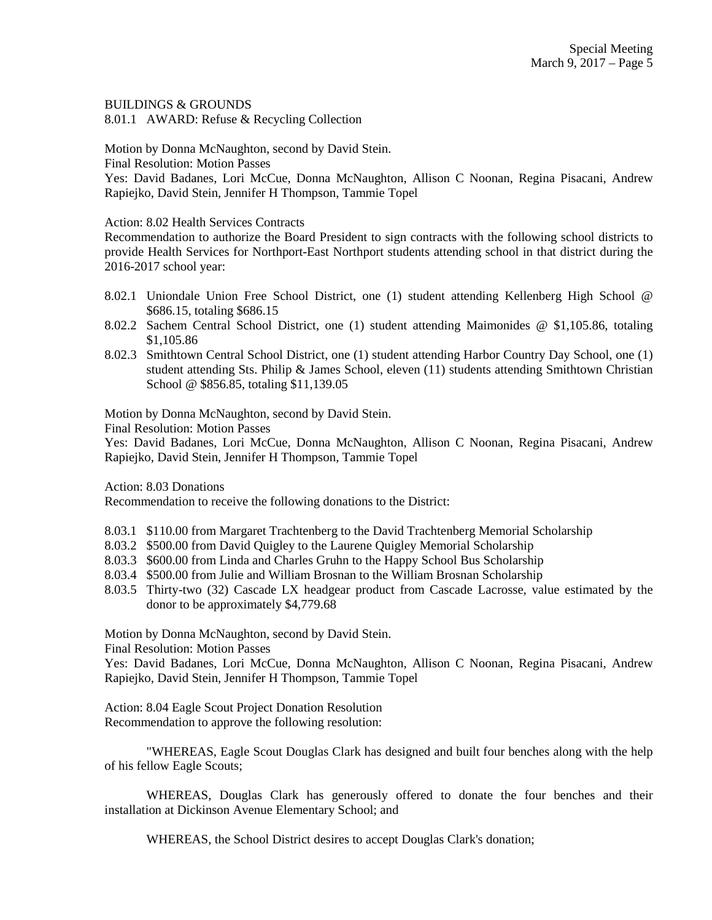BUILDINGS & GROUNDS

8.01.1 AWARD: Refuse & Recycling Collection

Motion by Donna McNaughton, second by David Stein.

Final Resolution: Motion Passes

Yes: David Badanes, Lori McCue, Donna McNaughton, Allison C Noonan, Regina Pisacani, Andrew Rapiejko, David Stein, Jennifer H Thompson, Tammie Topel

Action: 8.02 Health Services Contracts

Recommendation to authorize the Board President to sign contracts with the following school districts to provide Health Services for Northport-East Northport students attending school in that district during the 2016-2017 school year:

- 8.02.1 Uniondale Union Free School District, one (1) student attending Kellenberg High School @ $686.15, totaling $686.15
- 8.02.2 Sachem Central School District, one (1) student attending Maimonides @ $1,105.86, totaling $1,105.86
- 8.02.3 Smithtown Central School District, one (1) student attending Harbor Country Day School, one (1) student attending Sts. Philip & James School, eleven (11) students attending Smithtown Christian School @ $856.85, totaling $11,139.05

Motion by Donna McNaughton, second by David Stein.

Final Resolution: Motion Passes

Yes: David Badanes, Lori McCue, Donna McNaughton, Allison C Noonan, Regina Pisacani, Andrew Rapiejko, David Stein, Jennifer H Thompson, Tammie Topel

Action: 8.03 Donations

Recommendation to receive the following donations to the District:

- 8.03.1 $110.00 from Margaret Trachtenberg to the David Trachtenberg Memorial Scholarship
- 8.03.2 $500.00 from David Quigley to the Laurene Quigley Memorial Scholarship
- 8.03.3 $600.00 from Linda and Charles Gruhn to the Happy School Bus Scholarship
- 8.03.4 $500.00 from Julie and William Brosnan to the William Brosnan Scholarship
- 8.03.5 Thirty-two (32) Cascade LX headgear product from Cascade Lacrosse, value estimated by the donor to be approximately $4,779.68

Motion by Donna McNaughton, second by David Stein.

Final Resolution: Motion Passes

Yes: David Badanes, Lori McCue, Donna McNaughton, Allison C Noonan, Regina Pisacani, Andrew Rapiejko, David Stein, Jennifer H Thompson, Tammie Topel

Action: 8.04 Eagle Scout Project Donation Resolution

Recommendation to approve the following resolution:

"WHEREAS, Eagle Scout Douglas Clark has designed and built four benches along with the help of his fellow Eagle Scouts;

WHEREAS, Douglas Clark has generously offered to donate the four benches and their installation at Dickinson Avenue Elementary School; and

WHEREAS, the School District desires to accept Douglas Clark's donation;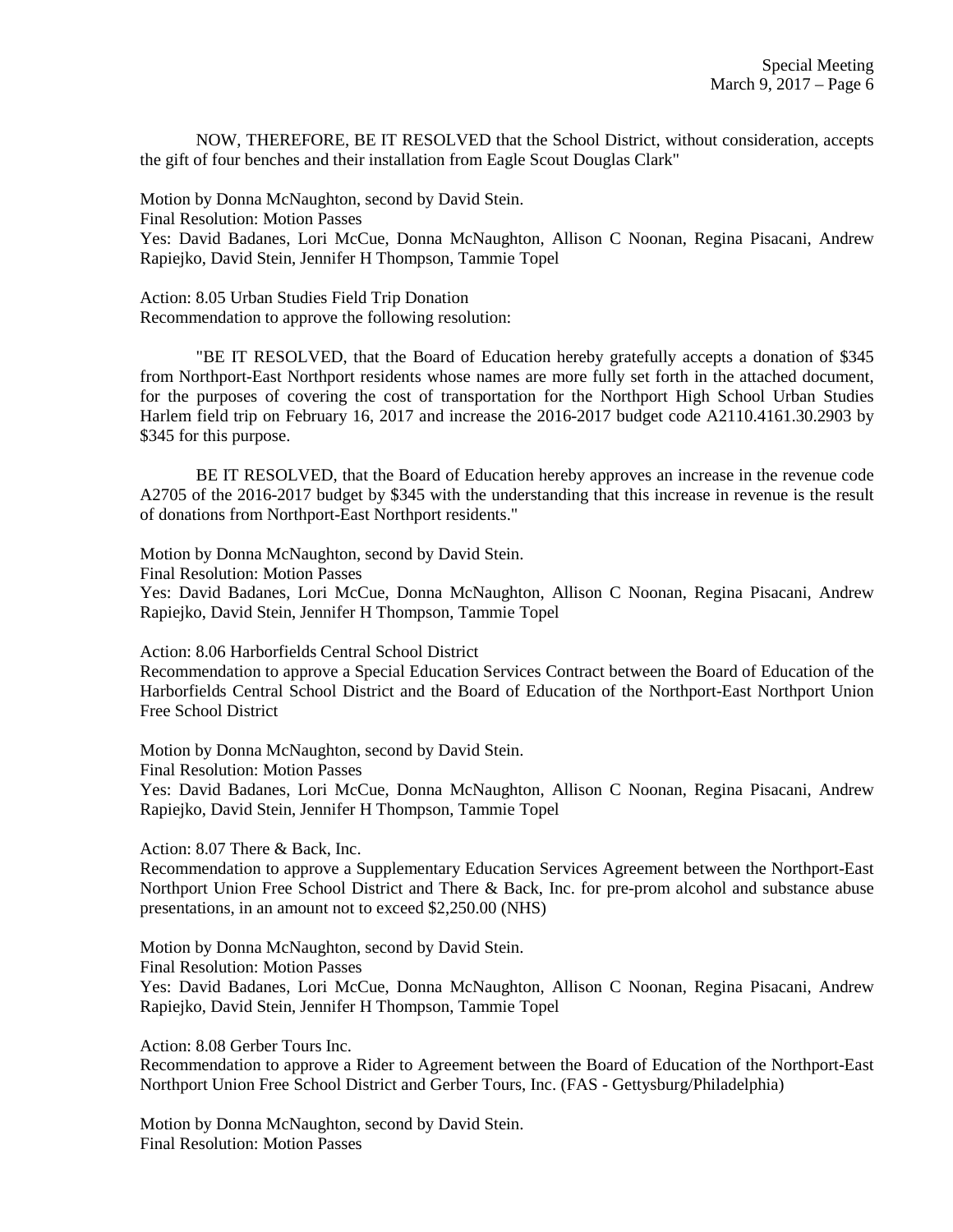NOW, THEREFORE, BE IT RESOLVED that the School District, without consideration, accepts the gift of four benches and their installation from Eagle Scout Douglas Clark"

Motion by Donna McNaughton, second by David Stein.
Final Resolution: Motion Passes
Yes: David Badanes, Lori McCue, Donna McNaughton, Allison C Noonan, Regina Pisacani, Andrew Rapiejko, David Stein, Jennifer H Thompson, Tammie Topel

Action: 8.05 Urban Studies Field Trip Donation
Recommendation to approve the following resolution:

"BE IT RESOLVED, that the Board of Education hereby gratefully accepts a donation of $345 from Northport-East Northport residents whose names are more fully set forth in the attached document, for the purposes of covering the cost of transportation for the Northport High School Urban Studies Harlem field trip on February 16, 2017 and increase the 2016-2017 budget code A2110.4161.30.2903 by $345 for this purpose.

BE IT RESOLVED, that the Board of Education hereby approves an increase in the revenue code A2705 of the 2016-2017 budget by $345 with the understanding that this increase in revenue is the result of donations from Northport-East Northport residents."

Motion by Donna McNaughton, second by David Stein.
Final Resolution: Motion Passes
Yes: David Badanes, Lori McCue, Donna McNaughton, Allison C Noonan, Regina Pisacani, Andrew Rapiejko, David Stein, Jennifer H Thompson, Tammie Topel

Action: 8.06 Harborfields Central School District
Recommendation to approve a Special Education Services Contract between the Board of Education of the Harborfields Central School District and the Board of Education of the Northport-East Northport Union Free School District

Motion by Donna McNaughton, second by David Stein.
Final Resolution: Motion Passes
Yes: David Badanes, Lori McCue, Donna McNaughton, Allison C Noonan, Regina Pisacani, Andrew Rapiejko, David Stein, Jennifer H Thompson, Tammie Topel

Action: 8.07 There & Back, Inc.
Recommendation to approve a Supplementary Education Services Agreement between the Northport-East Northport Union Free School District and There & Back, Inc. for pre-prom alcohol and substance abuse presentations, in an amount not to exceed $2,250.00 (NHS)

Motion by Donna McNaughton, second by David Stein.
Final Resolution: Motion Passes
Yes: David Badanes, Lori McCue, Donna McNaughton, Allison C Noonan, Regina Pisacani, Andrew Rapiejko, David Stein, Jennifer H Thompson, Tammie Topel

Action: 8.08 Gerber Tours Inc.
Recommendation to approve a Rider to Agreement between the Board of Education of the Northport-East Northport Union Free School District and Gerber Tours, Inc. (FAS - Gettysburg/Philadelphia)

Motion by Donna McNaughton, second by David Stein.
Final Resolution: Motion Passes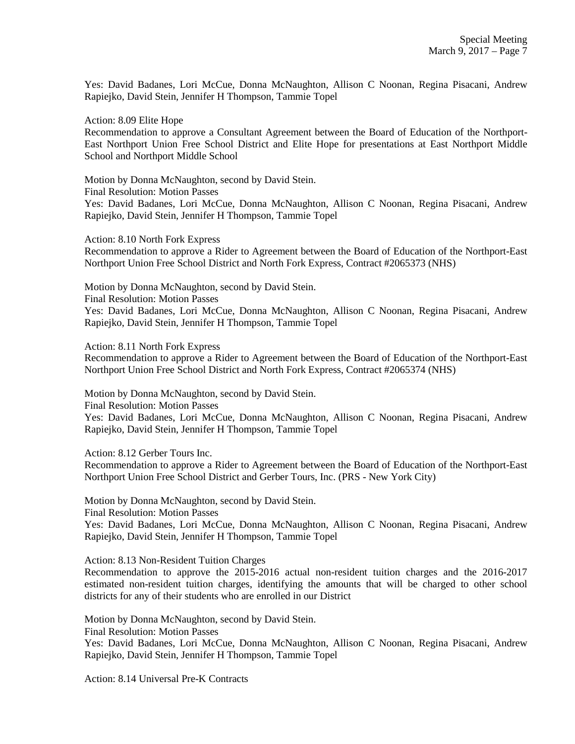Yes: David Badanes, Lori McCue, Donna McNaughton, Allison C Noonan, Regina Pisacani, Andrew Rapiejko, David Stein, Jennifer H Thompson, Tammie Topel

Action: 8.09 Elite Hope

Recommendation to approve a Consultant Agreement between the Board of Education of the Northport-East Northport Union Free School District and Elite Hope for presentations at East Northport Middle School and Northport Middle School

Motion by Donna McNaughton, second by David Stein.

Final Resolution: Motion Passes

Yes: David Badanes, Lori McCue, Donna McNaughton, Allison C Noonan, Regina Pisacani, Andrew Rapiejko, David Stein, Jennifer H Thompson, Tammie Topel

Action: 8.10 North Fork Express

Recommendation to approve a Rider to Agreement between the Board of Education of the Northport-East Northport Union Free School District and North Fork Express, Contract #2065373 (NHS)

Motion by Donna McNaughton, second by David Stein.

Final Resolution: Motion Passes

Yes: David Badanes, Lori McCue, Donna McNaughton, Allison C Noonan, Regina Pisacani, Andrew Rapiejko, David Stein, Jennifer H Thompson, Tammie Topel

Action: 8.11 North Fork Express

Recommendation to approve a Rider to Agreement between the Board of Education of the Northport-East Northport Union Free School District and North Fork Express, Contract #2065374 (NHS)

Motion by Donna McNaughton, second by David Stein.

Final Resolution: Motion Passes

Yes: David Badanes, Lori McCue, Donna McNaughton, Allison C Noonan, Regina Pisacani, Andrew Rapiejko, David Stein, Jennifer H Thompson, Tammie Topel

Action: 8.12 Gerber Tours Inc.

Recommendation to approve a Rider to Agreement between the Board of Education of the Northport-East Northport Union Free School District and Gerber Tours, Inc. (PRS - New York City)

Motion by Donna McNaughton, second by David Stein.

Final Resolution: Motion Passes

Yes: David Badanes, Lori McCue, Donna McNaughton, Allison C Noonan, Regina Pisacani, Andrew Rapiejko, David Stein, Jennifer H Thompson, Tammie Topel

Action: 8.13 Non-Resident Tuition Charges

Recommendation to approve the 2015-2016 actual non-resident tuition charges and the 2016-2017 estimated non-resident tuition charges, identifying the amounts that will be charged to other school districts for any of their students who are enrolled in our District

Motion by Donna McNaughton, second by David Stein.

Final Resolution: Motion Passes

Yes: David Badanes, Lori McCue, Donna McNaughton, Allison C Noonan, Regina Pisacani, Andrew Rapiejko, David Stein, Jennifer H Thompson, Tammie Topel

Action: 8.14 Universal Pre-K Contracts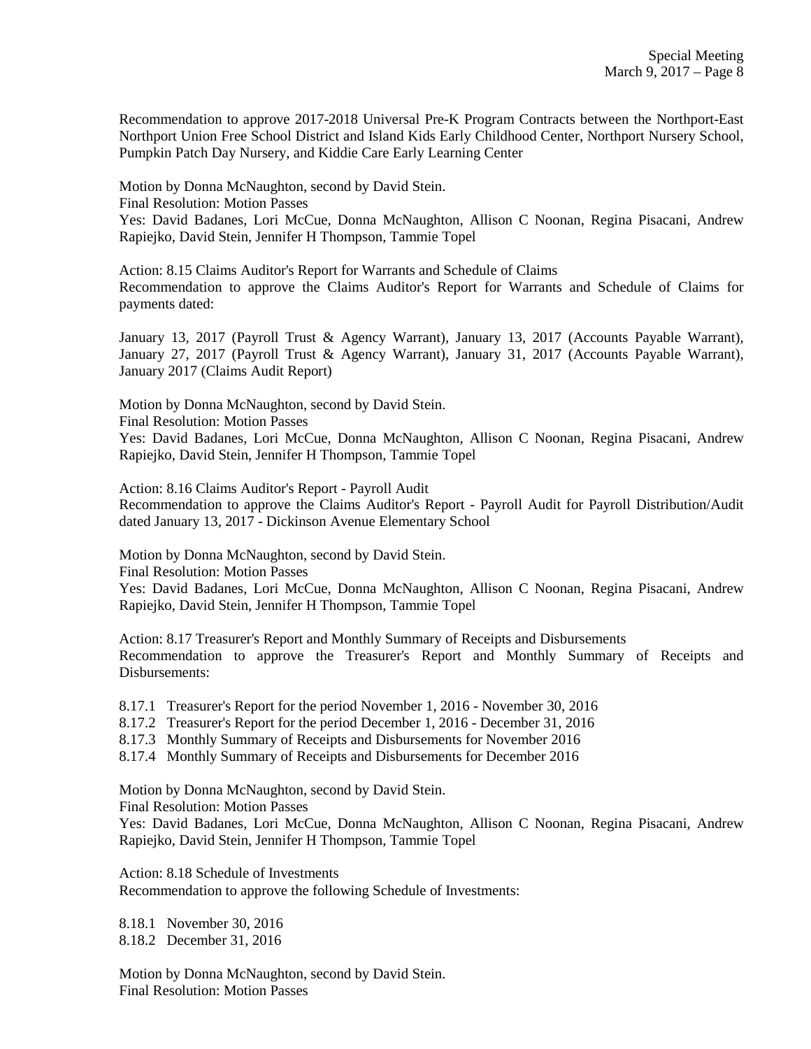Recommendation to approve 2017-2018 Universal Pre-K Program Contracts between the Northport-East Northport Union Free School District and Island Kids Early Childhood Center, Northport Nursery School, Pumpkin Patch Day Nursery, and Kiddie Care Early Learning Center

Motion by Donna McNaughton, second by David Stein.
Final Resolution: Motion Passes
Yes: David Badanes, Lori McCue, Donna McNaughton, Allison C Noonan, Regina Pisacani, Andrew Rapiejko, David Stein, Jennifer H Thompson, Tammie Topel

Action: 8.15 Claims Auditor's Report for Warrants and Schedule of Claims
Recommendation to approve the Claims Auditor's Report for Warrants and Schedule of Claims for payments dated:

January 13, 2017 (Payroll Trust & Agency Warrant), January 13, 2017 (Accounts Payable Warrant), January 27, 2017 (Payroll Trust & Agency Warrant), January 31, 2017 (Accounts Payable Warrant), January 2017 (Claims Audit Report)

Motion by Donna McNaughton, second by David Stein.
Final Resolution: Motion Passes
Yes: David Badanes, Lori McCue, Donna McNaughton, Allison C Noonan, Regina Pisacani, Andrew Rapiejko, David Stein, Jennifer H Thompson, Tammie Topel

Action: 8.16 Claims Auditor's Report - Payroll Audit
Recommendation to approve the Claims Auditor's Report - Payroll Audit for Payroll Distribution/Audit dated January 13, 2017 - Dickinson Avenue Elementary School

Motion by Donna McNaughton, second by David Stein.
Final Resolution: Motion Passes
Yes: David Badanes, Lori McCue, Donna McNaughton, Allison C Noonan, Regina Pisacani, Andrew Rapiejko, David Stein, Jennifer H Thompson, Tammie Topel

Action: 8.17 Treasurer's Report and Monthly Summary of Receipts and Disbursements
Recommendation to approve the Treasurer's Report and Monthly Summary of Receipts and Disbursements:

8.17.1 Treasurer's Report for the period November 1, 2016 - November 30, 2016
8.17.2 Treasurer's Report for the period December 1, 2016 - December 31, 2016
8.17.3 Monthly Summary of Receipts and Disbursements for November 2016
8.17.4 Monthly Summary of Receipts and Disbursements for December 2016

Motion by Donna McNaughton, second by David Stein.
Final Resolution: Motion Passes
Yes: David Badanes, Lori McCue, Donna McNaughton, Allison C Noonan, Regina Pisacani, Andrew Rapiejko, David Stein, Jennifer H Thompson, Tammie Topel

Action: 8.18 Schedule of Investments
Recommendation to approve the following Schedule of Investments:

8.18.1 November 30, 2016
8.18.2 December 31, 2016

Motion by Donna McNaughton, second by David Stein.
Final Resolution: Motion Passes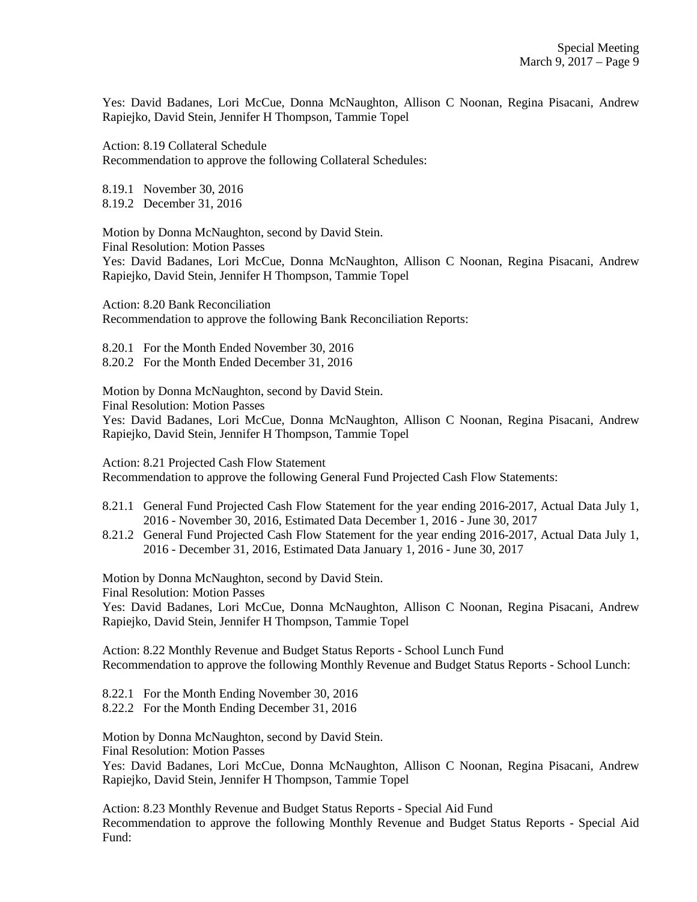Yes: David Badanes, Lori McCue, Donna McNaughton, Allison C Noonan, Regina Pisacani, Andrew Rapiejko, David Stein, Jennifer H Thompson, Tammie Topel

Action: 8.19 Collateral Schedule
Recommendation to approve the following Collateral Schedules:

8.19.1 November 30, 2016
8.19.2 December 31, 2016

Motion by Donna McNaughton, second by David Stein.
Final Resolution: Motion Passes
Yes: David Badanes, Lori McCue, Donna McNaughton, Allison C Noonan, Regina Pisacani, Andrew Rapiejko, David Stein, Jennifer H Thompson, Tammie Topel

Action: 8.20 Bank Reconciliation
Recommendation to approve the following Bank Reconciliation Reports:

8.20.1 For the Month Ended November 30, 2016
8.20.2 For the Month Ended December 31, 2016

Motion by Donna McNaughton, second by David Stein.
Final Resolution: Motion Passes
Yes: David Badanes, Lori McCue, Donna McNaughton, Allison C Noonan, Regina Pisacani, Andrew Rapiejko, David Stein, Jennifer H Thompson, Tammie Topel

Action: 8.21 Projected Cash Flow Statement
Recommendation to approve the following General Fund Projected Cash Flow Statements:

8.21.1 General Fund Projected Cash Flow Statement for the year ending 2016-2017, Actual Data July 1, 2016 - November 30, 2016, Estimated Data December 1, 2016 - June 30, 2017
8.21.2 General Fund Projected Cash Flow Statement for the year ending 2016-2017, Actual Data July 1, 2016 - December 31, 2016, Estimated Data January 1, 2016 - June 30, 2017

Motion by Donna McNaughton, second by David Stein.
Final Resolution: Motion Passes
Yes: David Badanes, Lori McCue, Donna McNaughton, Allison C Noonan, Regina Pisacani, Andrew Rapiejko, David Stein, Jennifer H Thompson, Tammie Topel

Action: 8.22 Monthly Revenue and Budget Status Reports - School Lunch Fund
Recommendation to approve the following Monthly Revenue and Budget Status Reports - School Lunch:

8.22.1 For the Month Ending November 30, 2016
8.22.2 For the Month Ending December 31, 2016

Motion by Donna McNaughton, second by David Stein.
Final Resolution: Motion Passes
Yes: David Badanes, Lori McCue, Donna McNaughton, Allison C Noonan, Regina Pisacani, Andrew Rapiejko, David Stein, Jennifer H Thompson, Tammie Topel

Action: 8.23 Monthly Revenue and Budget Status Reports - Special Aid Fund
Recommendation to approve the following Monthly Revenue and Budget Status Reports - Special Aid Fund: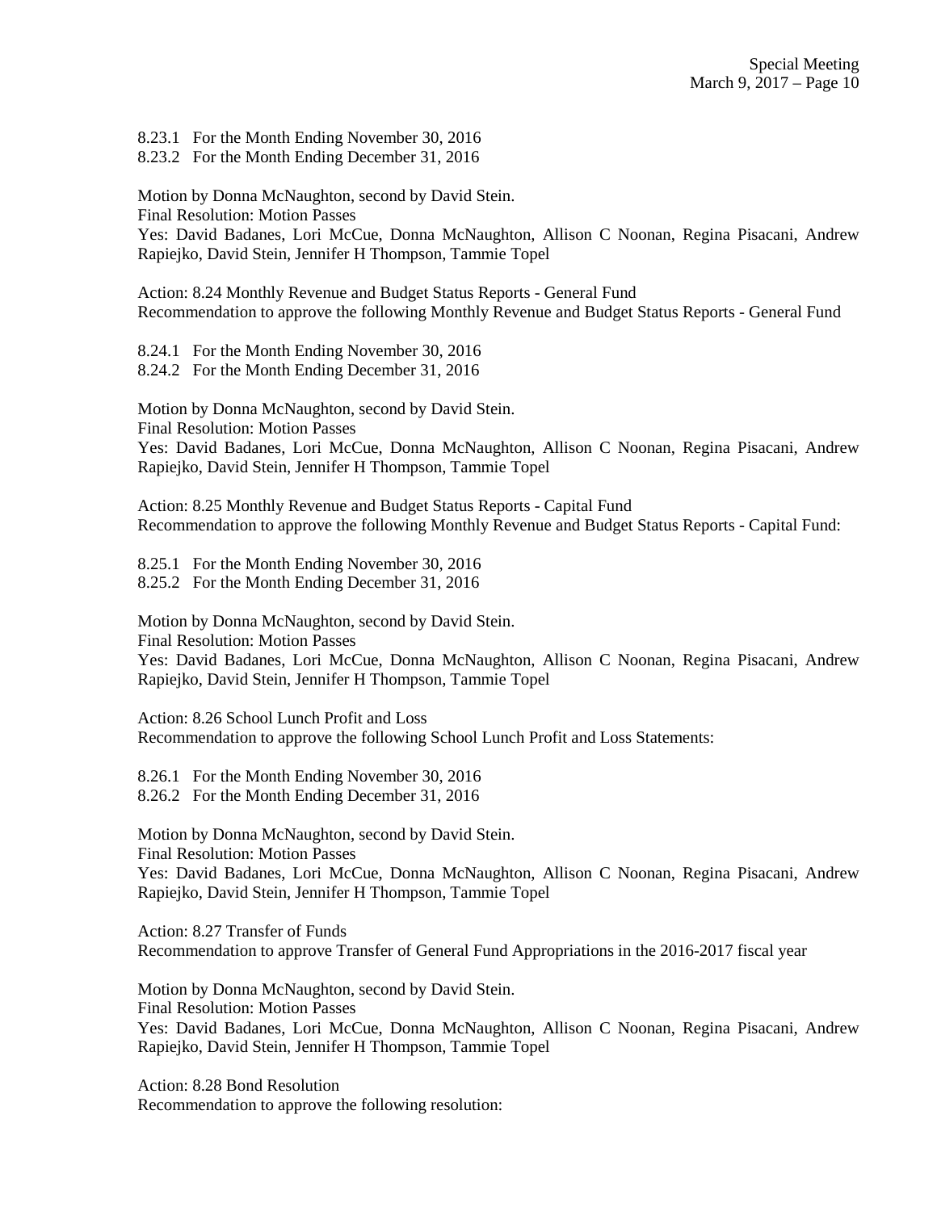8.23.1 For the Month Ending November 30, 2016
8.23.2 For the Month Ending December 31, 2016

Motion by Donna McNaughton, second by David Stein.
Final Resolution: Motion Passes
Yes: David Badanes, Lori McCue, Donna McNaughton, Allison C Noonan, Regina Pisacani, Andrew Rapiejko, David Stein, Jennifer H Thompson, Tammie Topel

Action: 8.24 Monthly Revenue and Budget Status Reports - General Fund
Recommendation to approve the following Monthly Revenue and Budget Status Reports - General Fund

8.24.1 For the Month Ending November 30, 2016
8.24.2 For the Month Ending December 31, 2016

Motion by Donna McNaughton, second by David Stein.
Final Resolution: Motion Passes
Yes: David Badanes, Lori McCue, Donna McNaughton, Allison C Noonan, Regina Pisacani, Andrew Rapiejko, David Stein, Jennifer H Thompson, Tammie Topel

Action: 8.25 Monthly Revenue and Budget Status Reports - Capital Fund
Recommendation to approve the following Monthly Revenue and Budget Status Reports - Capital Fund:

8.25.1 For the Month Ending November 30, 2016
8.25.2 For the Month Ending December 31, 2016

Motion by Donna McNaughton, second by David Stein.
Final Resolution: Motion Passes
Yes: David Badanes, Lori McCue, Donna McNaughton, Allison C Noonan, Regina Pisacani, Andrew Rapiejko, David Stein, Jennifer H Thompson, Tammie Topel

Action: 8.26 School Lunch Profit and Loss
Recommendation to approve the following School Lunch Profit and Loss Statements:

8.26.1 For the Month Ending November 30, 2016
8.26.2 For the Month Ending December 31, 2016

Motion by Donna McNaughton, second by David Stein.
Final Resolution: Motion Passes
Yes: David Badanes, Lori McCue, Donna McNaughton, Allison C Noonan, Regina Pisacani, Andrew Rapiejko, David Stein, Jennifer H Thompson, Tammie Topel

Action: 8.27 Transfer of Funds
Recommendation to approve Transfer of General Fund Appropriations in the 2016-2017 fiscal year

Motion by Donna McNaughton, second by David Stein.
Final Resolution: Motion Passes
Yes: David Badanes, Lori McCue, Donna McNaughton, Allison C Noonan, Regina Pisacani, Andrew Rapiejko, David Stein, Jennifer H Thompson, Tammie Topel

Action: 8.28 Bond Resolution
Recommendation to approve the following resolution: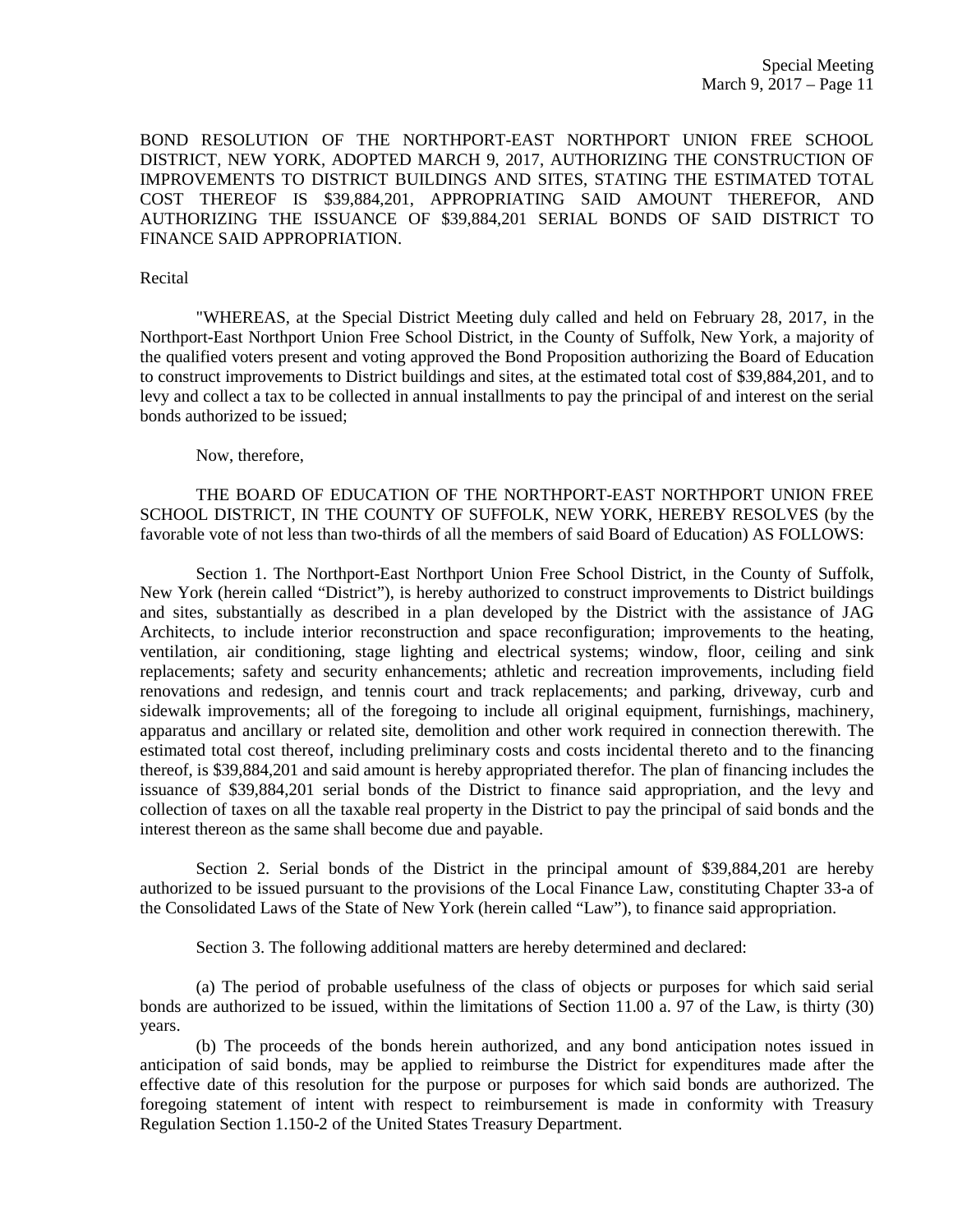BOND RESOLUTION OF THE NORTHPORT-EAST NORTHPORT UNION FREE SCHOOL DISTRICT, NEW YORK, ADOPTED MARCH 9, 2017, AUTHORIZING THE CONSTRUCTION OF IMPROVEMENTS TO DISTRICT BUILDINGS AND SITES, STATING THE ESTIMATED TOTAL COST THEREOF IS $39,884,201, APPROPRIATING SAID AMOUNT THEREFOR, AND AUTHORIZING THE ISSUANCE OF $39,884,201 SERIAL BONDS OF SAID DISTRICT TO FINANCE SAID APPROPRIATION.

Recital

"WHEREAS, at the Special District Meeting duly called and held on February 28, 2017, in the Northport-East Northport Union Free School District, in the County of Suffolk, New York, a majority of the qualified voters present and voting approved the Bond Proposition authorizing the Board of Education to construct improvements to District buildings and sites, at the estimated total cost of $39,884,201, and to levy and collect a tax to be collected in annual installments to pay the principal of and interest on the serial bonds authorized to be issued;

Now, therefore,

THE BOARD OF EDUCATION OF THE NORTHPORT-EAST NORTHPORT UNION FREE SCHOOL DISTRICT, IN THE COUNTY OF SUFFOLK, NEW YORK, HEREBY RESOLVES (by the favorable vote of not less than two-thirds of all the members of said Board of Education) AS FOLLOWS:

Section 1. The Northport-East Northport Union Free School District, in the County of Suffolk, New York (herein called "District"), is hereby authorized to construct improvements to District buildings and sites, substantially as described in a plan developed by the District with the assistance of JAG Architects, to include interior reconstruction and space reconfiguration; improvements to the heating, ventilation, air conditioning, stage lighting and electrical systems; window, floor, ceiling and sink replacements; safety and security enhancements; athletic and recreation improvements, including field renovations and redesign, and tennis court and track replacements; and parking, driveway, curb and sidewalk improvements; all of the foregoing to include all original equipment, furnishings, machinery, apparatus and ancillary or related site, demolition and other work required in connection therewith. The estimated total cost thereof, including preliminary costs and costs incidental thereto and to the financing thereof, is $39,884,201 and said amount is hereby appropriated therefor. The plan of financing includes the issuance of $39,884,201 serial bonds of the District to finance said appropriation, and the levy and collection of taxes on all the taxable real property in the District to pay the principal of said bonds and the interest thereon as the same shall become due and payable.

Section 2. Serial bonds of the District in the principal amount of $39,884,201 are hereby authorized to be issued pursuant to the provisions of the Local Finance Law, constituting Chapter 33-a of the Consolidated Laws of the State of New York (herein called "Law"), to finance said appropriation.

Section 3. The following additional matters are hereby determined and declared:

(a) The period of probable usefulness of the class of objects or purposes for which said serial bonds are authorized to be issued, within the limitations of Section 11.00 a. 97 of the Law, is thirty (30) years.

(b) The proceeds of the bonds herein authorized, and any bond anticipation notes issued in anticipation of said bonds, may be applied to reimburse the District for expenditures made after the effective date of this resolution for the purpose or purposes for which said bonds are authorized. The foregoing statement of intent with respect to reimbursement is made in conformity with Treasury Regulation Section 1.150-2 of the United States Treasury Department.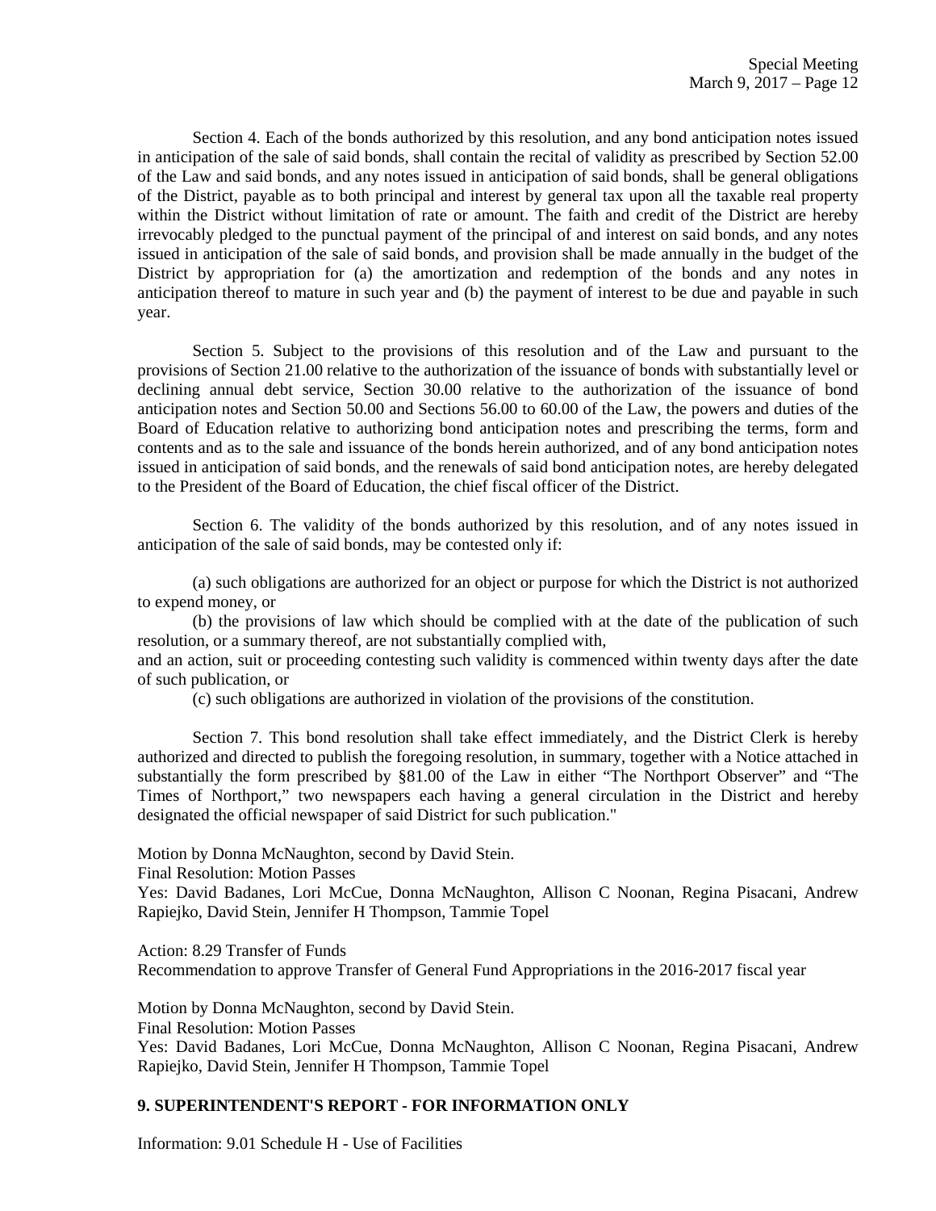Section 4. Each of the bonds authorized by this resolution, and any bond anticipation notes issued in anticipation of the sale of said bonds, shall contain the recital of validity as prescribed by Section 52.00 of the Law and said bonds, and any notes issued in anticipation of said bonds, shall be general obligations of the District, payable as to both principal and interest by general tax upon all the taxable real property within the District without limitation of rate or amount. The faith and credit of the District are hereby irrevocably pledged to the punctual payment of the principal of and interest on said bonds, and any notes issued in anticipation of the sale of said bonds, and provision shall be made annually in the budget of the District by appropriation for (a) the amortization and redemption of the bonds and any notes in anticipation thereof to mature in such year and (b) the payment of interest to be due and payable in such year.

Section 5. Subject to the provisions of this resolution and of the Law and pursuant to the provisions of Section 21.00 relative to the authorization of the issuance of bonds with substantially level or declining annual debt service, Section 30.00 relative to the authorization of the issuance of bond anticipation notes and Section 50.00 and Sections 56.00 to 60.00 of the Law, the powers and duties of the Board of Education relative to authorizing bond anticipation notes and prescribing the terms, form and contents and as to the sale and issuance of the bonds herein authorized, and of any bond anticipation notes issued in anticipation of said bonds, and the renewals of said bond anticipation notes, are hereby delegated to the President of the Board of Education, the chief fiscal officer of the District.

Section 6. The validity of the bonds authorized by this resolution, and of any notes issued in anticipation of the sale of said bonds, may be contested only if:

(a) such obligations are authorized for an object or purpose for which the District is not authorized to expend money, or

(b) the provisions of law which should be complied with at the date of the publication of such resolution, or a summary thereof, are not substantially complied with,

and an action, suit or proceeding contesting such validity is commenced within twenty days after the date of such publication, or

(c) such obligations are authorized in violation of the provisions of the constitution.

Section 7. This bond resolution shall take effect immediately, and the District Clerk is hereby authorized and directed to publish the foregoing resolution, in summary, together with a Notice attached in substantially the form prescribed by §81.00 of the Law in either "The Northport Observer" and "The Times of Northport," two newspapers each having a general circulation in the District and hereby designated the official newspaper of said District for such publication."

Motion by Donna McNaughton, second by David Stein.
Final Resolution: Motion Passes
Yes: David Badanes, Lori McCue, Donna McNaughton, Allison C Noonan, Regina Pisacani, Andrew Rapiejko, David Stein, Jennifer H Thompson, Tammie Topel

Action: 8.29 Transfer of Funds
Recommendation to approve Transfer of General Fund Appropriations in the 2016-2017 fiscal year

Motion by Donna McNaughton, second by David Stein.
Final Resolution: Motion Passes
Yes: David Badanes, Lori McCue, Donna McNaughton, Allison C Noonan, Regina Pisacani, Andrew Rapiejko, David Stein, Jennifer H Thompson, Tammie Topel

**9. SUPERINTENDENT'S REPORT - FOR INFORMATION ONLY**

Information: 9.01 Schedule H - Use of Facilities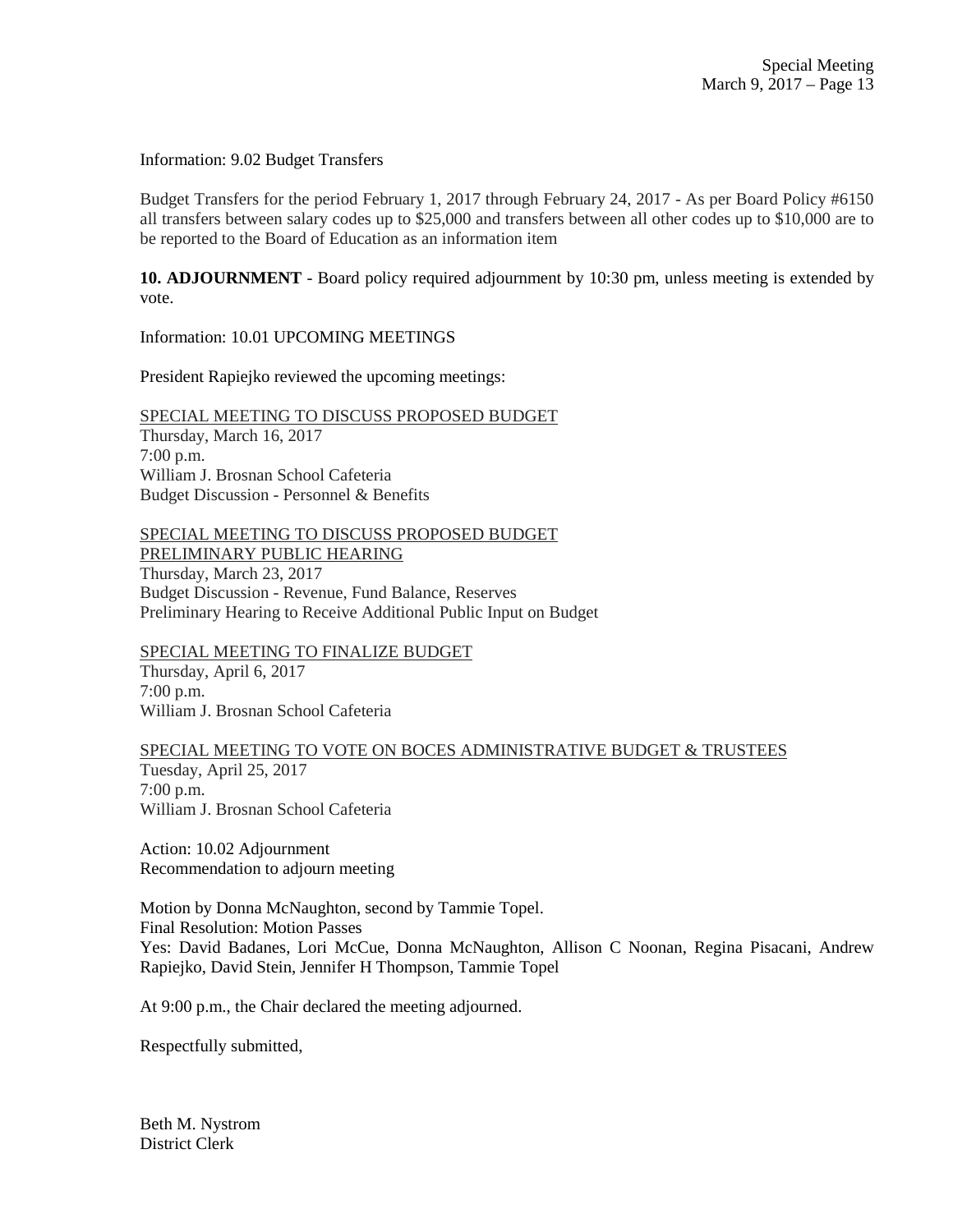Information: 9.02 Budget Transfers

Budget Transfers for the period February 1, 2017 through February 24, 2017 - As per Board Policy #6150 all transfers between salary codes up to $25,000 and transfers between all other codes up to $10,000 are to be reported to the Board of Education as an information item

**10. ADJOURNMENT** - Board policy required adjournment by 10:30 pm, unless meeting is extended by vote.

Information: 10.01 UPCOMING MEETINGS

President Rapiejko reviewed the upcoming meetings:

SPECIAL MEETING TO DISCUSS PROPOSED BUDGET
Thursday, March 16, 2017
7:00 p.m.
William J. Brosnan School Cafeteria
Budget Discussion - Personnel & Benefits

SPECIAL MEETING TO DISCUSS PROPOSED BUDGET
PRELIMINARY PUBLIC HEARING
Thursday, March 23, 2017
Budget Discussion - Revenue, Fund Balance, Reserves
Preliminary Hearing to Receive Additional Public Input on Budget

SPECIAL MEETING TO FINALIZE BUDGET
Thursday, April 6, 2017
7:00 p.m.
William J. Brosnan School Cafeteria

SPECIAL MEETING TO VOTE ON BOCES ADMINISTRATIVE BUDGET & TRUSTEES
Tuesday, April 25, 2017
7:00 p.m.
William J. Brosnan School Cafeteria

Action: 10.02 Adjournment
Recommendation to adjourn meeting

Motion by Donna McNaughton, second by Tammie Topel.
Final Resolution: Motion Passes
Yes: David Badanes, Lori McCue, Donna McNaughton, Allison C Noonan, Regina Pisacani, Andrew Rapiejko, David Stein, Jennifer H Thompson, Tammie Topel

At 9:00 p.m., the Chair declared the meeting adjourned.

Respectfully submitted,

Beth M. Nystrom
District Clerk